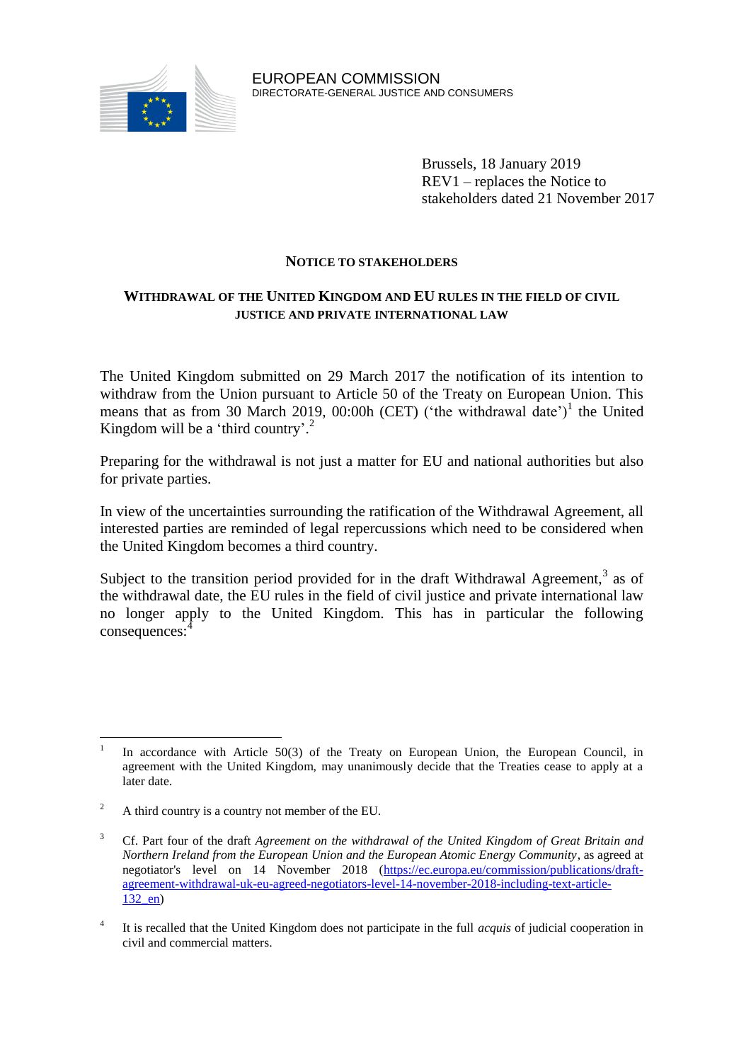EUROPEAN COMMISSION
DIRECTORATE-GENERAL JUSTICE AND CONSUMERS

Brussels, 18 January 2019
REV1 – replaces the Notice to stakeholders dated 21 November 2017

# NOTICE TO STAKEHOLDERS

## WITHDRAWAL OF THE UNITED KINGDOM AND EU RULES IN THE FIELD OF CIVIL JUSTICE AND PRIVATE INTERNATIONAL LAW

The United Kingdom submitted on 29 March 2017 the notification of its intention to withdraw from the Union pursuant to Article 50 of the Treaty on European Union. This means that as from 30 March 2019, 00:00h (CET) ('the withdrawal date')[1] the United Kingdom will be a 'third country'.[2]

Preparing for the withdrawal is not just a matter for EU and national authorities but also for private parties.

In view of the uncertainties surrounding the ratification of the Withdrawal Agreement, all interested parties are reminded of legal repercussions which need to be considered when the United Kingdom becomes a third country.

Subject to the transition period provided for in the draft Withdrawal Agreement,[3] as of the withdrawal date, the EU rules in the field of civil justice and private international law no longer apply to the United Kingdom. This has in particular the following consequences:[4]

---

[1] In accordance with Article 50(3) of the Treaty on European Union, the European Council, in agreement with the United Kingdom, may unanimously decide that the Treaties cease to apply at a later date.

[2] A third country is a country not member of the EU.

[3] Cf. Part four of the draft *Agreement on the withdrawal of the United Kingdom of Great Britain and Northern Ireland from the European Union and the European Atomic Energy Community*, as agreed at negotiator's level on 14 November 2018 (https://ec.europa.eu/commission/publications/draft-agreement-withdrawal-uk-eu-agreed-negotiators-level-14-november-2018-including-text-article-132_en)

[4] It is recalled that the United Kingdom does not participate in the full *acquis* of judicial cooperation in civil and commercial matters.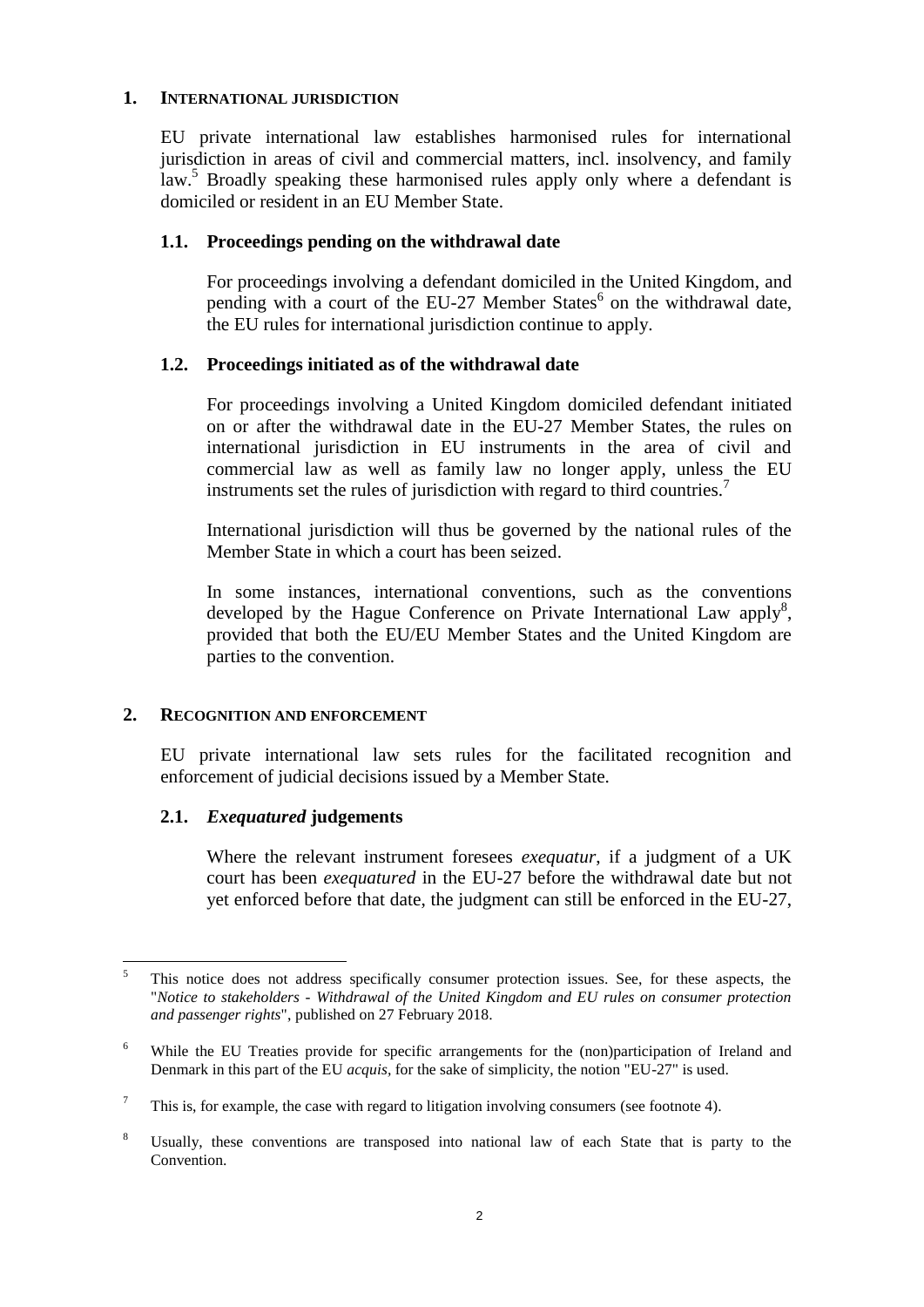## 1. INTERNATIONAL JURISDICTION

EU private international law establishes harmonised rules for international jurisdiction in areas of civil and commercial matters, incl. insolvency, and family law.[5] Broadly speaking these harmonised rules apply only where a defendant is domiciled or resident in an EU Member State.

### 1.1. Proceedings pending on the withdrawal date

For proceedings involving a defendant domiciled in the United Kingdom, and pending with a court of the EU-27 Member States[6] on the withdrawal date, the EU rules for international jurisdiction continue to apply.

### 1.2. Proceedings initiated as of the withdrawal date

For proceedings involving a United Kingdom domiciled defendant initiated on or after the withdrawal date in the EU-27 Member States, the rules on international jurisdiction in EU instruments in the area of civil and commercial law as well as family law no longer apply, unless the EU instruments set the rules of jurisdiction with regard to third countries.[7]

International jurisdiction will thus be governed by the national rules of the Member State in which a court has been seized.

In some instances, international conventions, such as the conventions developed by the Hague Conference on Private International Law apply[8], provided that both the EU/EU Member States and the United Kingdom are parties to the convention.

## 2. RECOGNITION AND ENFORCEMENT

EU private international law sets rules for the facilitated recognition and enforcement of judicial decisions issued by a Member State.

### 2.1. *Exequatured* judgements

Where the relevant instrument foresees *exequatur*, if a judgment of a UK court has been *exequatured* in the EU-27 before the withdrawal date but not yet enforced before that date, the judgment can still be enforced in the EU-27,

---

[5] This notice does not address specifically consumer protection issues. See, for these aspects, the "*Notice to stakeholders - Withdrawal of the United Kingdom and EU rules on consumer protection and passenger rights*", published on 27 February 2018.

[6] While the EU Treaties provide for specific arrangements for the (non)participation of Ireland and Denmark in this part of the EU *acquis*, for the sake of simplicity, the notion "EU-27" is used.

[7] This is, for example, the case with regard to litigation involving consumers (see footnote 4).

[8] Usually, these conventions are transposed into national law of each State that is party to the Convention.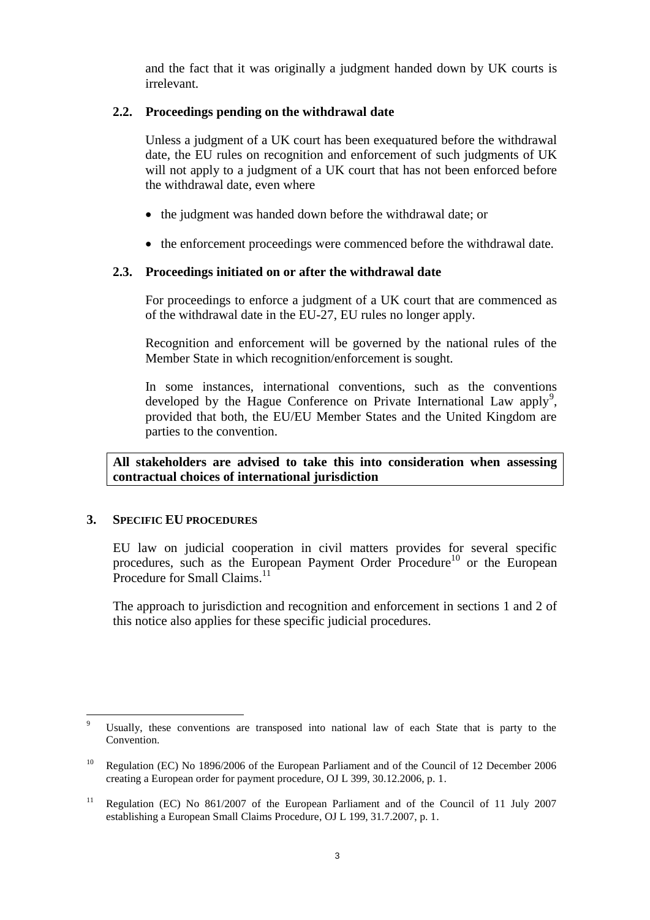and the fact that it was originally a judgment handed down by UK courts is irrelevant.

### 2.2. Proceedings pending on the withdrawal date

Unless a judgment of a UK court has been exequatured before the withdrawal date, the EU rules on recognition and enforcement of such judgments of UK will not apply to a judgment of a UK court that has not been enforced before the withdrawal date, even where

- the judgment was handed down before the withdrawal date; or
- the enforcement proceedings were commenced before the withdrawal date.

### 2.3. Proceedings initiated on or after the withdrawal date

For proceedings to enforce a judgment of a UK court that are commenced as of the withdrawal date in the EU-27, EU rules no longer apply.

Recognition and enforcement will be governed by the national rules of the Member State in which recognition/enforcement is sought.

In some instances, international conventions, such as the conventions developed by the Hague Conference on Private International Law apply[9], provided that both, the EU/EU Member States and the United Kingdom are parties to the convention.

**All stakeholders are advised to take this into consideration when assessing contractual choices of international jurisdiction**

## 3. SPECIFIC EU PROCEDURES

EU law on judicial cooperation in civil matters provides for several specific procedures, such as the European Payment Order Procedure[10] or the European Procedure for Small Claims.[11]

The approach to jurisdiction and recognition and enforcement in sections 1 and 2 of this notice also applies for these specific judicial procedures.

---

[9] Usually, these conventions are transposed into national law of each State that is party to the Convention.

[10] Regulation (EC) No 1896/2006 of the European Parliament and of the Council of 12 December 2006 creating a European order for payment procedure, OJ L 399, 30.12.2006, p. 1.

[11] Regulation (EC) No 861/2007 of the European Parliament and of the Council of 11 July 2007 establishing a European Small Claims Procedure, OJ L 199, 31.7.2007, p. 1.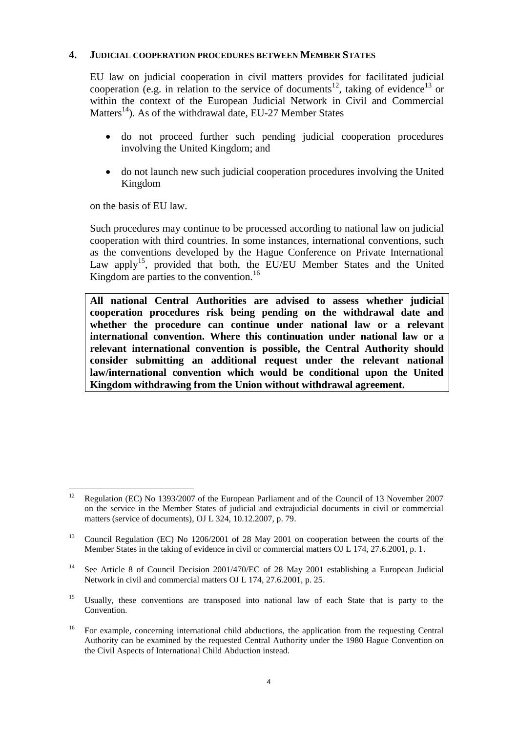## 4. JUDICIAL COOPERATION PROCEDURES BETWEEN MEMBER STATES

EU law on judicial cooperation in civil matters provides for facilitated judicial cooperation (e.g. in relation to the service of documents[12], taking of evidence[13] or within the context of the European Judicial Network in Civil and Commercial Matters[14]). As of the withdrawal date, EU-27 Member States

- do not proceed further such pending judicial cooperation procedures involving the United Kingdom; and
- do not launch new such judicial cooperation procedures involving the United Kingdom

on the basis of EU law.

Such procedures may continue to be processed according to national law on judicial cooperation with third countries. In some instances, international conventions, such as the conventions developed by the Hague Conference on Private International Law apply[15], provided that both, the EU/EU Member States and the United Kingdom are parties to the convention.[16]

**All national Central Authorities are advised to assess whether judicial cooperation procedures risk being pending on the withdrawal date and whether the procedure can continue under national law or a relevant international convention. Where this continuation under national law or a relevant international convention is possible, the Central Authority should consider submitting an additional request under the relevant national law/international convention which would be conditional upon the United Kingdom withdrawing from the Union without withdrawal agreement.**

---

[12] Regulation (EC) No 1393/2007 of the European Parliament and of the Council of 13 November 2007 on the service in the Member States of judicial and extrajudicial documents in civil or commercial matters (service of documents), OJ L 324, 10.12.2007, p. 79.

[13] Council Regulation (EC) No 1206/2001 of 28 May 2001 on cooperation between the courts of the Member States in the taking of evidence in civil or commercial matters OJ L 174, 27.6.2001, p. 1.

[14] See Article 8 of Council Decision 2001/470/EC of 28 May 2001 establishing a European Judicial Network in civil and commercial matters OJ L 174, 27.6.2001, p. 25.

[15] Usually, these conventions are transposed into national law of each State that is party to the Convention.

[16] For example, concerning international child abductions, the application from the requesting Central Authority can be examined by the requested Central Authority under the 1980 Hague Convention on the Civil Aspects of International Child Abduction instead.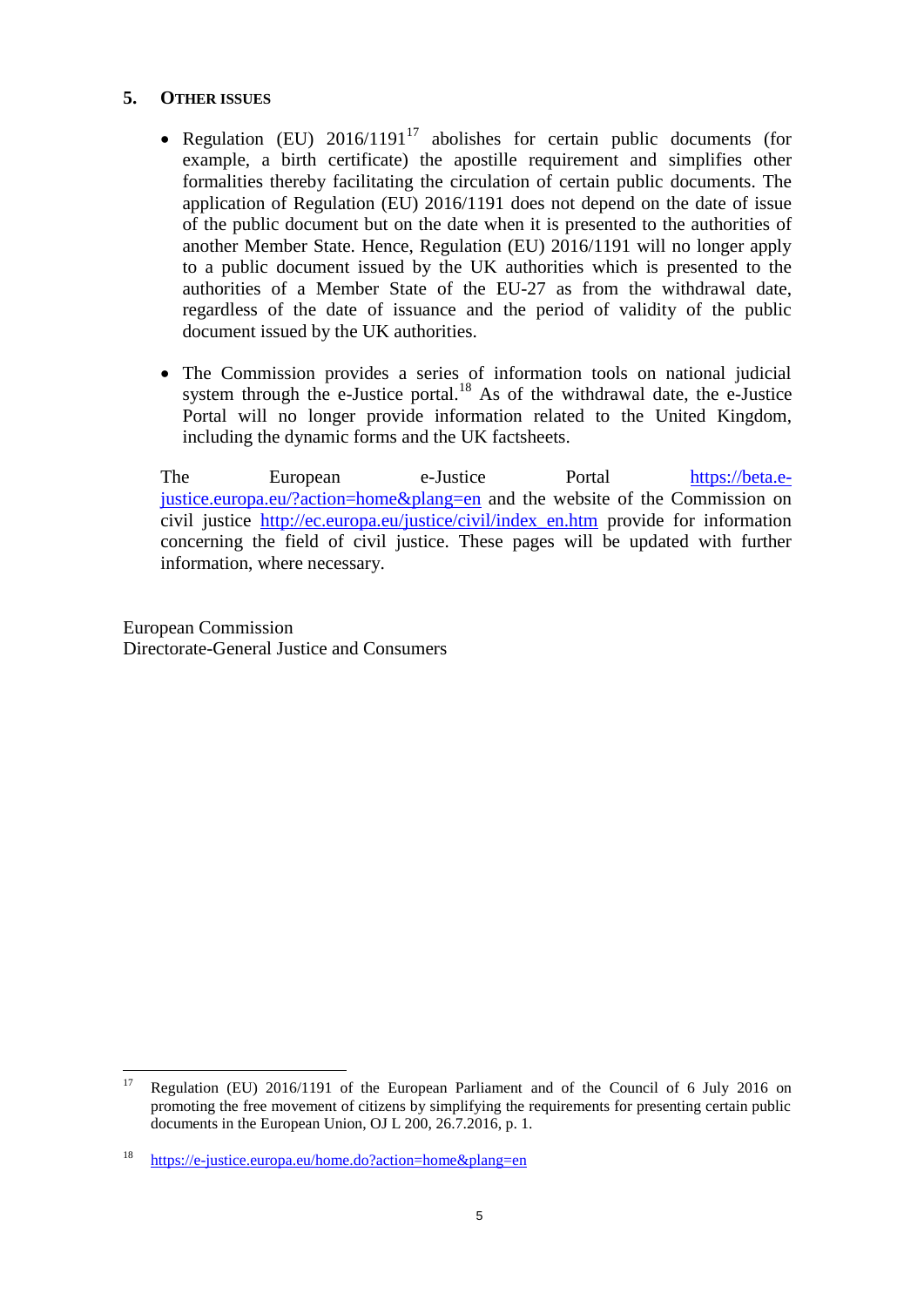## 5. OTHER ISSUES

- Regulation (EU) 2016/1191[17] abolishes for certain public documents (for example, a birth certificate) the apostille requirement and simplifies other formalities thereby facilitating the circulation of certain public documents. The application of Regulation (EU) 2016/1191 does not depend on the date of issue of the public document but on the date when it is presented to the authorities of another Member State. Hence, Regulation (EU) 2016/1191 will no longer apply to a public document issued by the UK authorities which is presented to the authorities of a Member State of the EU-27 as from the withdrawal date, regardless of the date of issuance and the period of validity of the public document issued by the UK authorities.

- The Commission provides a series of information tools on national judicial system through the e-Justice portal.[18] As of the withdrawal date, the e-Justice Portal will no longer provide information related to the United Kingdom, including the dynamic forms and the UK factsheets.

The European e-Justice Portal https://beta.e-justice.europa.eu/?action=home&plang=en and the website of the Commission on civil justice http://ec.europa.eu/justice/civil/index_en.htm provide for information concerning the field of civil justice. These pages will be updated with further information, where necessary.

European Commission
Directorate-General Justice and Consumers

---

[17] Regulation (EU) 2016/1191 of the European Parliament and of the Council of 6 July 2016 on promoting the free movement of citizens by simplifying the requirements for presenting certain public documents in the European Union, OJ L 200, 26.7.2016, p. 1.

[18] https://e-justice.europa.eu/home.do?action=home&plang=en